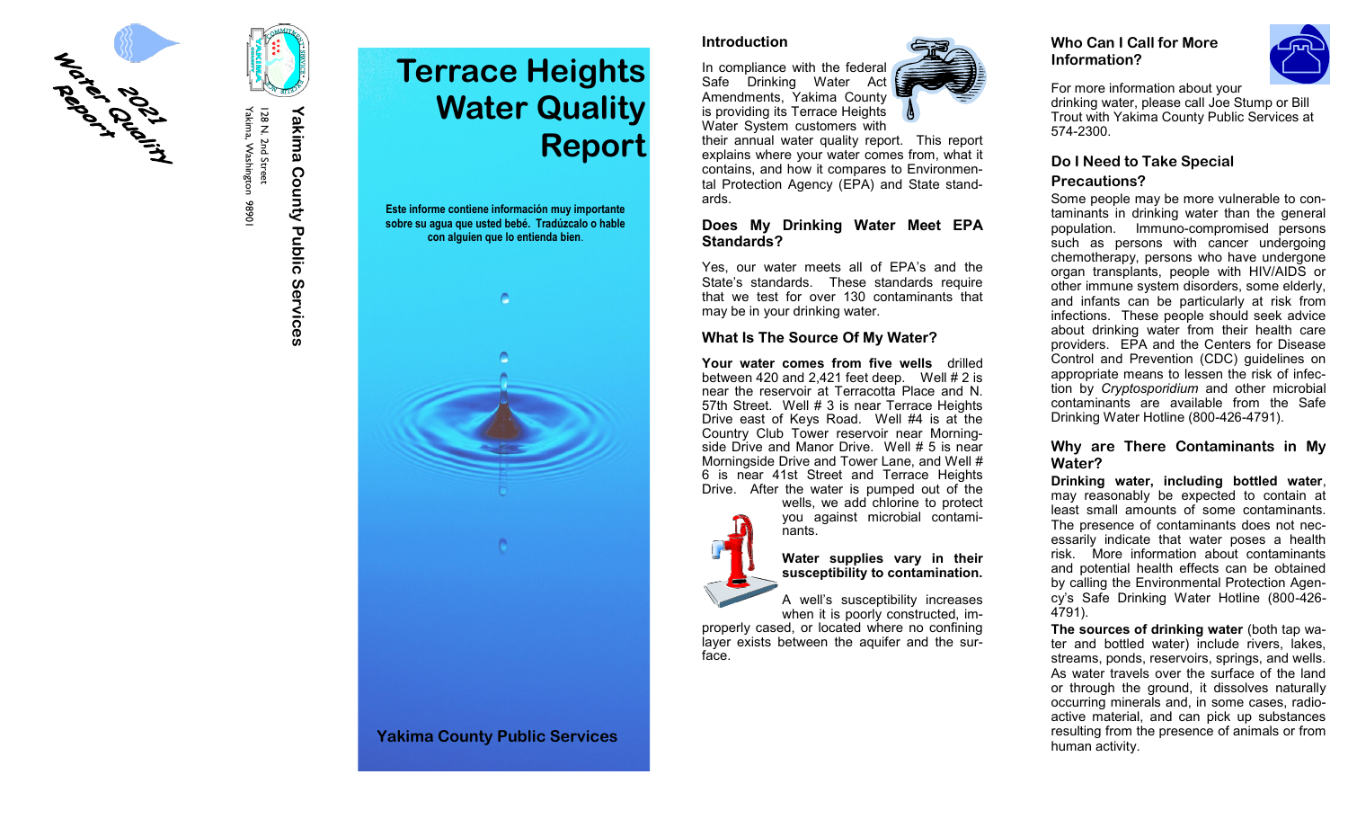2021 Water Quality Report

Yakima County Public Services

128 N. 2nd Street
Yakima, Washington 98901

# Terrace Heights Water Quality Report

**Este informe contiene información muy importante sobre su agua que usted bebé. Tradúzcalo o hable con alguien que lo entienda bien.**

**Yakima County Public Services**

## Introduction

In compliance with the federal Safe Drinking Water Act Amendments, Yakima County is providing its Terrace Heights Water System customers with their annual water quality report. This report explains where your water comes from, what it contains, and how it compares to Environmental Protection Agency (EPA) and State standards.

## Does My Drinking Water Meet EPA Standards?

Yes, our water meets all of EPA's and the State's standards. These standards require that we test for over 130 contaminants that may be in your drinking water.

## What Is The Source Of My Water?

**Your water comes from five wells** drilled between 420 and 2,421 feet deep. Well # 2 is near the reservoir at Terracotta Place and N. 57th Street. Well # 3 is near Terrace Heights Drive east of Keys Road. Well #4 is at the Country Club Tower reservoir near Morningside Drive and Manor Drive. Well # 5 is near Morningside Drive and Tower Lane, and Well # 6 is near 41st Street and Terrace Heights Drive. After the water is pumped out of the wells, we add chlorine to protect you against microbial contaminants.

**Water supplies vary in their susceptibility to contamination.**

A well's susceptibility increases when it is poorly constructed, improperly cased, or located where no confining layer exists between the aquifer and the surface.

## Who Can I Call for More Information?

For more information about your drinking water, please call Joe Stump or Bill Trout with Yakima County Public Services at 574-2300.

## Do I Need to Take Special Precautions?

Some people may be more vulnerable to contaminants in drinking water than the general population. Immuno-compromised persons such as persons with cancer undergoing chemotherapy, persons who have undergone organ transplants, people with HIV/AIDS or other immune system disorders, some elderly, and infants can be particularly at risk from infections. These people should seek advice about drinking water from their health care providers. EPA and the Centers for Disease Control and Prevention (CDC) guidelines on appropriate means to lessen the risk of infection by *Cryptosporidium* and other microbial contaminants are available from the Safe Drinking Water Hotline (800-426-4791).

## Why are There Contaminants in My Water?

**Drinking water, including bottled water**, may reasonably be expected to contain at least small amounts of some contaminants. The presence of contaminants does not necessarily indicate that water poses a health risk. More information about contaminants and potential health effects can be obtained by calling the Environmental Protection Agency's Safe Drinking Water Hotline (800-426-4791).

**The sources of drinking water** (both tap water and bottled water) include rivers, lakes, streams, ponds, reservoirs, springs, and wells. As water travels over the surface of the land or through the ground, it dissolves naturally occurring minerals and, in some cases, radioactive material, and can pick up substances resulting from the presence of animals or from human activity.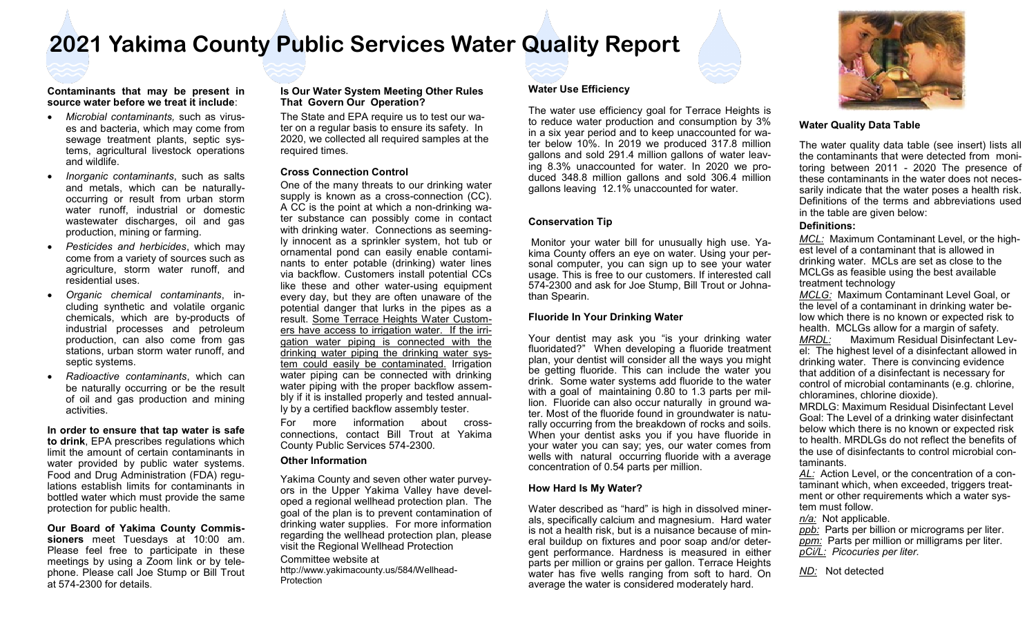# 2021 Yakima County Public Services Water Quality Report

**Contaminants that may be present in source water before we treat it include**:

- *Microbial contaminants,* such as viruses and bacteria, which may come from sewage treatment plants, septic systems, agricultural livestock operations and wildlife.
- *Inorganic contaminants*, such as salts and metals, which can be naturally-occurring or result from urban storm water runoff, industrial or domestic wastewater discharges, oil and gas production, mining or farming.
- *Pesticides and herbicides*, which may come from a variety of sources such as agriculture, storm water runoff, and residential uses.
- *Organic chemical contaminants*, including synthetic and volatile organic chemicals, which are by-products of industrial processes and petroleum production, can also come from gas stations, urban storm water runoff, and septic systems.
- *Radioactive contaminants*, which can be naturally occurring or be the result of oil and gas production and mining activities.

**In order to ensure that tap water is safe to drink**, EPA prescribes regulations which limit the amount of certain contaminants in water provided by public water systems. Food and Drug Administration (FDA) regulations establish limits for contaminants in bottled water which must provide the same protection for public health.

**Our Board of Yakima County Commissioners** meet Tuesdays at 10:00 am. Please feel free to participate in these meetings by using a Zoom link or by telephone. Please call Joe Stump or Bill Trout at 574-2300 for details.

### Is Our Water System Meeting Other Rules That Govern Our Operation?

The State and EPA require us to test our water on a regular basis to ensure its safety. In 2020, we collected all required samples at the required times.

### Cross Connection Control

One of the many threats to our drinking water supply is known as a cross-connection (CC). A CC is the point at which a non-drinking water substance can possibly come in contact with drinking water. Connections as seemingly innocent as a sprinkler system, hot tub or ornamental pond can easily enable contaminants to enter potable (drinking) water lines via backflow. Customers install potential CCs like these and other water-using equipment every day, but they are often unaware of the potential danger that lurks in the pipes as a result. Some Terrace Heights Water Customers have access to irrigation water. If the irrigation water piping is connected with the drinking water piping the drinking water system could easily be contaminated. Irrigation water piping can be connected with drinking water piping with the proper backflow assembly if it is installed properly and tested annually by a certified backflow assembly tester.

For more information about cross-connections, contact Bill Trout at Yakima County Public Services 574-2300.

### Other Information

Yakima County and seven other water purveyors in the Upper Yakima Valley have developed a regional wellhead protection plan. The goal of the plan is to prevent contamination of drinking water supplies. For more information regarding the wellhead protection plan, please visit the Regional Wellhead Protection Committee website at http://www.yakimacounty.us/584/Wellhead-Protection

### Water Use Efficiency

The water use efficiency goal for Terrace Heights is to reduce water production and consumption by 3% in a six year period and to keep unaccounted for water below 10%. In 2019 we produced 317.8 million gallons and sold 291.4 million gallons of water leaving 8.3% unaccounted for water. In 2020 we produced 348.8 million gallons and sold 306.4 million gallons leaving 12.1% unaccounted for water.

### Conservation Tip

Monitor your water bill for unusually high use. Yakima County offers an eye on water. Using your personal computer, you can sign up to see your water usage. This is free to our customers. If interested call 574-2300 and ask for Joe Stump, Bill Trout or Johnathan Spearin.

### Fluoride In Your Drinking Water

Your dentist may ask you "is your drinking water fluoridated?" When developing a fluoride treatment plan, your dentist will consider all the ways you might be getting fluoride. This can include the water you drink. Some water systems add fluoride to the water with a goal of maintaining 0.80 to 1.3 parts per million. Fluoride can also occur naturally in ground water. Most of the fluoride found in groundwater is naturally occurring from the breakdown of rocks and soils. When your dentist asks you if you have fluoride in your water you can say; yes, our water comes from wells with natural occurring fluoride with a average concentration of 0.54 parts per million.

### How Hard Is My Water?

Water described as "hard" is high in dissolved minerals, specifically calcium and magnesium. Hard water is not a health risk, but is a nuisance because of mineral buildup on fixtures and poor soap and/or detergent performance. Hardness is measured in either parts per million or grains per gallon. Terrace Heights water has five wells ranging from soft to hard. On average the water is considered moderately hard.

### Water Quality Data Table

The water quality data table (see insert) lists all the contaminants that were detected from monitoring between 2011 - 2020 The presence of these contaminants in the water does not necessarily indicate that the water poses a health risk. Definitions of the terms and abbreviations used in the table are given below:

**Definitions:**

*MCL:* Maximum Contaminant Level, or the highest level of a contaminant that is allowed in drinking water. MCLs are set as close to the MCLGs as feasible using the best available treatment technology

*MCLG:* Maximum Contaminant Level Goal, or the level of a contaminant in drinking water below which there is no known or expected risk to health. MCLGs allow for a margin of safety.

*MRDL:* Maximum Residual Disinfectant Level: The highest level of a disinfectant allowed in drinking water. There is convincing evidence that addition of a disinfectant is necessary for control of microbial contaminants (e.g. chlorine, chloramines, chlorine dioxide).

MRDLG: Maximum Residual Disinfectant Level Goal: The Level of a drinking water disinfectant below which there is no known or expected risk to health. MRDLGs do not reflect the benefits of the use of disinfectants to control microbial contaminants.

*AL:* Action Level, or the concentration of a contaminant which, when exceeded, triggers treatment or other requirements which a water system must follow.

*n/a:* Not applicable.

*ppb:* Parts per billion or micrograms per liter.

*ppm:* Parts per million or milligrams per liter.

*pCi/L: Picocuries per liter.*

*ND:* Not detected